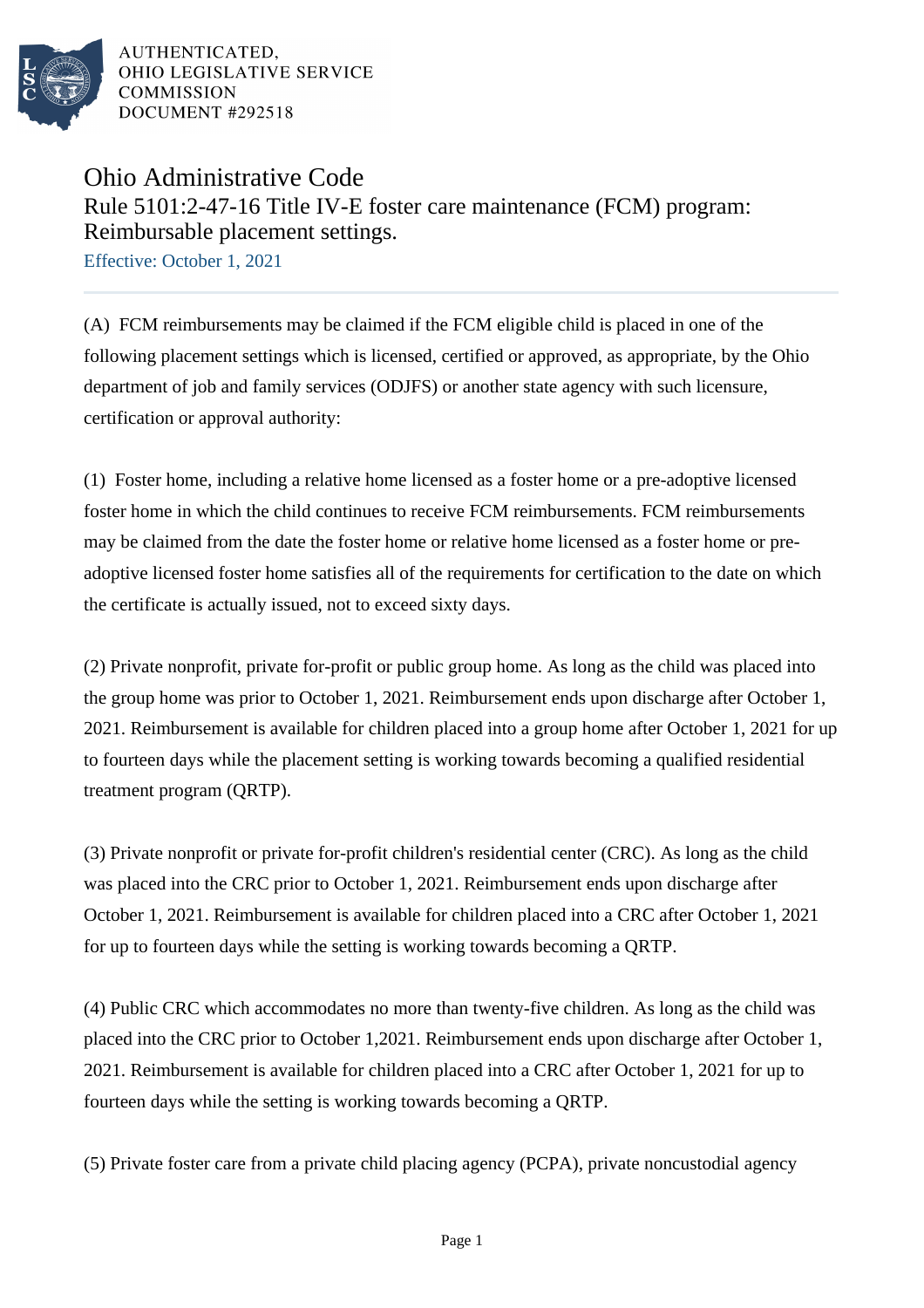AUTHENTICATED,
OHIO LEGISLATIVE SERVICE
COMMISSION
DOCUMENT #292518

# Ohio Administrative Code

## Rule 5101:2-47-16 Title IV-E foster care maintenance (FCM) program: Reimbursable placement settings.

Effective: October 1, 2021

(A) FCM reimbursements may be claimed if the FCM eligible child is placed in one of the following placement settings which is licensed, certified or approved, as appropriate, by the Ohio department of job and family services (ODJFS) or another state agency with such licensure, certification or approval authority:

(1) Foster home, including a relative home licensed as a foster home or a pre-adoptive licensed foster home in which the child continues to receive FCM reimbursements. FCM reimbursements may be claimed from the date the foster home or relative home licensed as a foster home or pre-adoptive licensed foster home satisfies all of the requirements for certification to the date on which the certificate is actually issued, not to exceed sixty days.

(2) Private nonprofit, private for-profit or public group home. As long as the child was placed into the group home was prior to October 1, 2021. Reimbursement ends upon discharge after October 1, 2021. Reimbursement is available for children placed into a group home after October 1, 2021 for up to fourteen days while the placement setting is working towards becoming a qualified residential treatment program (QRTP).

(3) Private nonprofit or private for-profit children's residential center (CRC). As long as the child was placed into the CRC prior to October 1, 2021. Reimbursement ends upon discharge after October 1, 2021. Reimbursement is available for children placed into a CRC after October 1, 2021 for up to fourteen days while the setting is working towards becoming a QRTP.

(4) Public CRC which accommodates no more than twenty-five children. As long as the child was placed into the CRC prior to October 1,2021. Reimbursement ends upon discharge after October 1, 2021. Reimbursement is available for children placed into a CRC after October 1, 2021 for up to fourteen days while the setting is working towards becoming a QRTP.

(5) Private foster care from a private child placing agency (PCPA), private noncustodial agency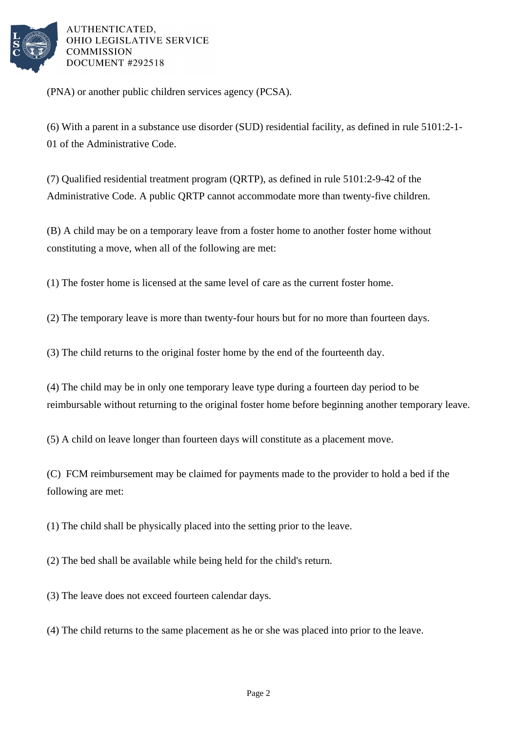(PNA) or another public children services agency (PCSA).

(6) With a parent in a substance use disorder (SUD) residential facility, as defined in rule 5101:2-1-01 of the Administrative Code.

(7) Qualified residential treatment program (QRTP), as defined in rule 5101:2-9-42 of the Administrative Code. A public QRTP cannot accommodate more than twenty-five children.

(B) A child may be on a temporary leave from a foster home to another foster home without constituting a move, when all of the following are met:

(1) The foster home is licensed at the same level of care as the current foster home.

(2) The temporary leave is more than twenty-four hours but for no more than fourteen days.

(3) The child returns to the original foster home by the end of the fourteenth day.

(4) The child may be in only one temporary leave type during a fourteen day period to be reimbursable without returning to the original foster home before beginning another temporary leave.

(5) A child on leave longer than fourteen days will constitute as a placement move.

(C) FCM reimbursement may be claimed for payments made to the provider to hold a bed if the following are met:

(1) The child shall be physically placed into the setting prior to the leave.

(2) The bed shall be available while being held for the child's return.

(3) The leave does not exceed fourteen calendar days.

(4) The child returns to the same placement as he or she was placed into prior to the leave.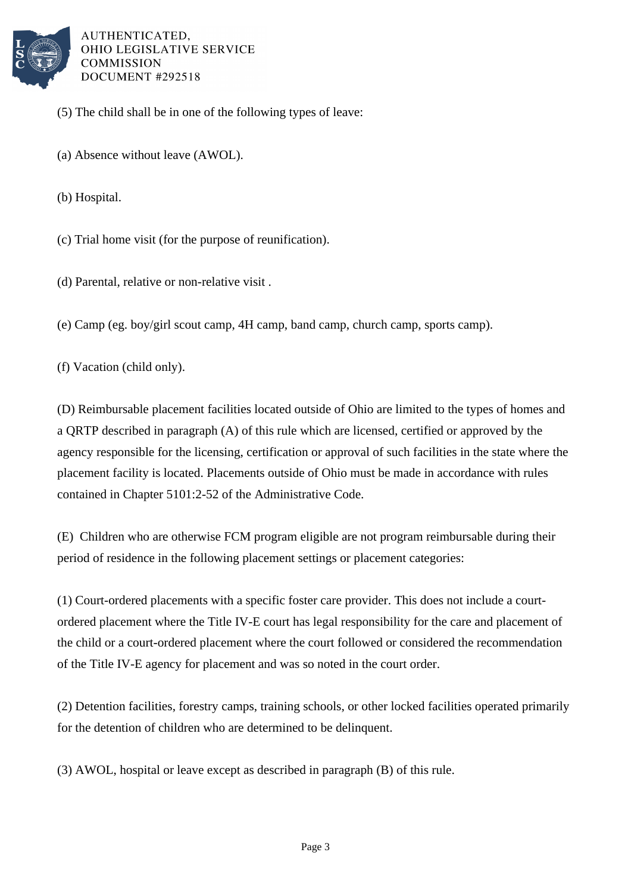(5) The child shall be in one of the following types of leave:

(a) Absence without leave (AWOL).

(b) Hospital.

(c) Trial home visit (for the purpose of reunification).

(d) Parental, relative or non-relative visit .

(e) Camp (eg. boy/girl scout camp, 4H camp, band camp, church camp, sports camp).

(f) Vacation (child only).

(D) Reimbursable placement facilities located outside of Ohio are limited to the types of homes and a QRTP described in paragraph (A) of this rule which are licensed, certified or approved by the agency responsible for the licensing, certification or approval of such facilities in the state where the placement facility is located. Placements outside of Ohio must be made in accordance with rules contained in Chapter 5101:2-52 of the Administrative Code.

(E) Children who are otherwise FCM program eligible are not program reimbursable during their period of residence in the following placement settings or placement categories:

(1) Court-ordered placements with a specific foster care provider. This does not include a court-ordered placement where the Title IV-E court has legal responsibility for the care and placement of the child or a court-ordered placement where the court followed or considered the recommendation of the Title IV-E agency for placement and was so noted in the court order.

(2) Detention facilities, forestry camps, training schools, or other locked facilities operated primarily for the detention of children who are determined to be delinquent.

(3) AWOL, hospital or leave except as described in paragraph (B) of this rule.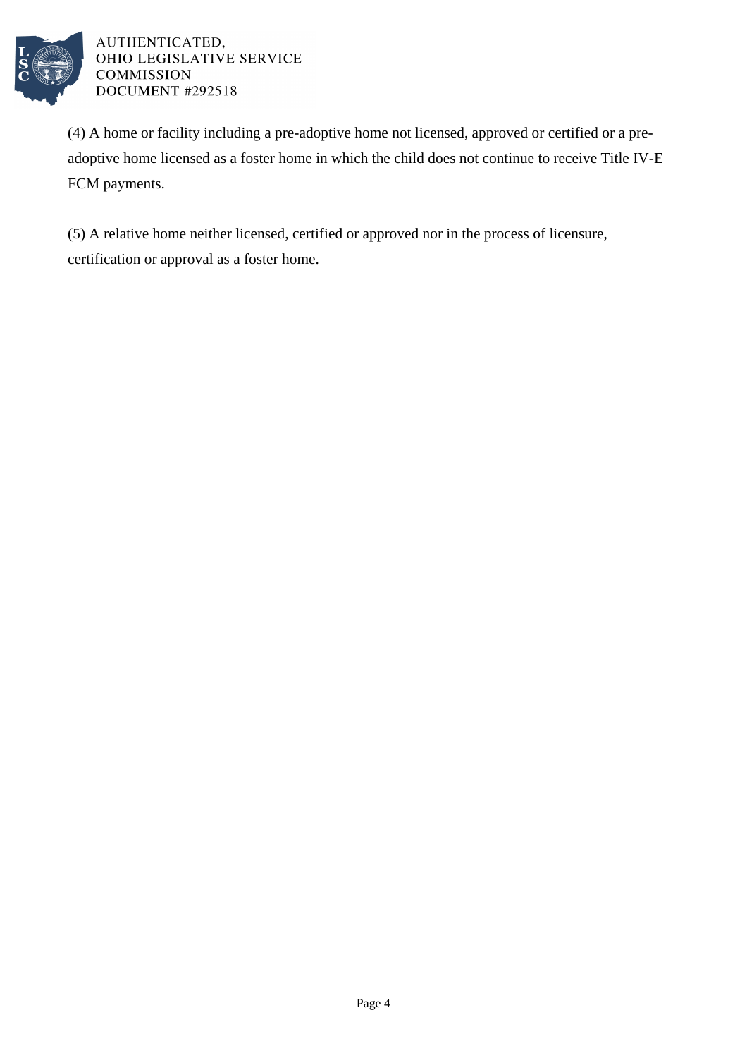(4) A home or facility including a pre-adoptive home not licensed, approved or certified or a pre-adoptive home licensed as a foster home in which the child does not continue to receive Title IV-E FCM payments.

(5) A relative home neither licensed, certified or approved nor in the process of licensure, certification or approval as a foster home.